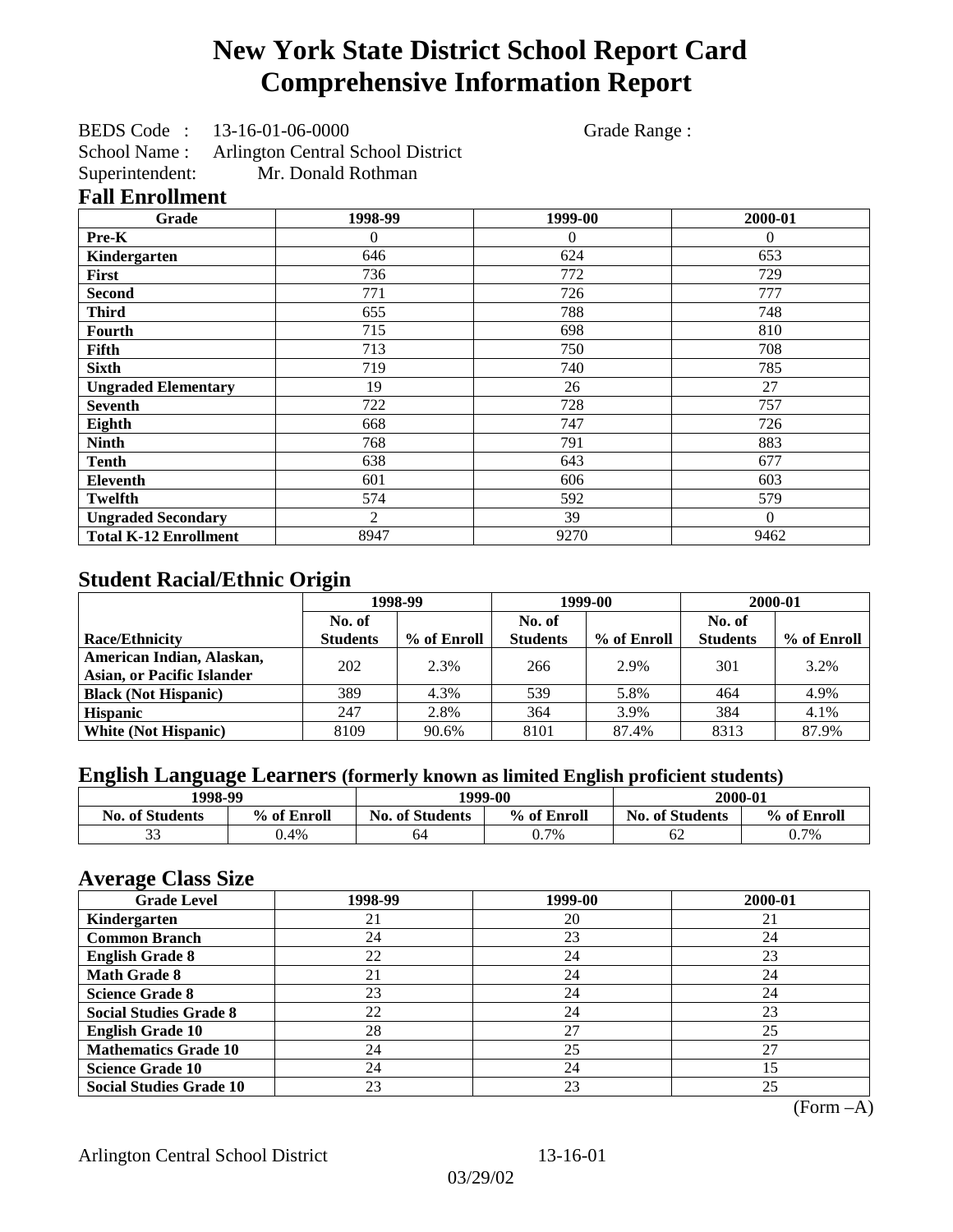# New York State District School Report Card
# Comprehensive Information Report

BEDS Code : 13-16-01-06-0000 Grade Range :

School Name : Arlington Central School District

Superintendent: Mr. Donald Rothman

## Fall Enrollment

| Grade | 1998-99 | 1999-00 | 2000-01 |
|---|---|---|---|
| **Pre-K** | 0 | 0 | 0 |
| **Kindergarten** | 646 | 624 | 653 |
| **First** | 736 | 772 | 729 |
| **Second** | 771 | 726 | 777 |
| **Third** | 655 | 788 | 748 |
| **Fourth** | 715 | 698 | 810 |
| **Fifth** | 713 | 750 | 708 |
| **Sixth** | 719 | 740 | 785 |
| **Ungraded Elementary** | 19 | 26 | 27 |
| **Seventh** | 722 | 728 | 757 |
| **Eighth** | 668 | 747 | 726 |
| **Ninth** | 768 | 791 | 883 |
| **Tenth** | 638 | 643 | 677 |
| **Eleventh** | 601 | 606 | 603 |
| **Twelfth** | 574 | 592 | 579 |
| **Ungraded Secondary** | 2 | 39 | 0 |
| **Total K-12 Enrollment** | 8947 | 9270 | 9462 |

## Student Racial/Ethnic Origin

| | 1998-99 | | 1999-00 | | 2000-01 | |
|---|---|---|---|---|---|---|
| **Race/Ethnicity** | **No. of Students** | **% of Enroll** | **No. of Students** | **% of Enroll** | **No. of Students** | **% of Enroll** |
| **American Indian, Alaskan, Asian, or Pacific Islander** | 202 | 2.3% | 266 | 2.9% | 301 | 3.2% |
| **Black (Not Hispanic)** | 389 | 4.3% | 539 | 5.8% | 464 | 4.9% |
| **Hispanic** | 247 | 2.8% | 364 | 3.9% | 384 | 4.1% |
| **White (Not Hispanic)** | 8109 | 90.6% | 8101 | 87.4% | 8313 | 87.9% |

## English Language Learners (formerly known as limited English proficient students)

| 1998-99 | | 1999-00 | | 2000-01 | |
|---|---|---|---|---|---|
| **No. of Students** | **% of Enroll** | **No. of Students** | **% of Enroll** | **No. of Students** | **% of Enroll** |
| 33 | 0.4% | 64 | 0.7% | 62 | 0.7% |

## Average Class Size

| Grade Level | 1998-99 | 1999-00 | 2000-01 |
|---|---|---|---|
| **Kindergarten** | 21 | 20 | 21 |
| **Common Branch** | 24 | 23 | 24 |
| **English Grade 8** | 22 | 24 | 23 |
| **Math Grade 8** | 21 | 24 | 24 |
| **Science Grade 8** | 23 | 24 | 24 |
| **Social Studies Grade 8** | 22 | 24 | 23 |
| **English Grade 10** | 28 | 27 | 25 |
| **Mathematics Grade 10** | 24 | 25 | 27 |
| **Science Grade 10** | 24 | 24 | 15 |
| **Social Studies Grade 10** | 23 | 23 | 25 |

(Form –A)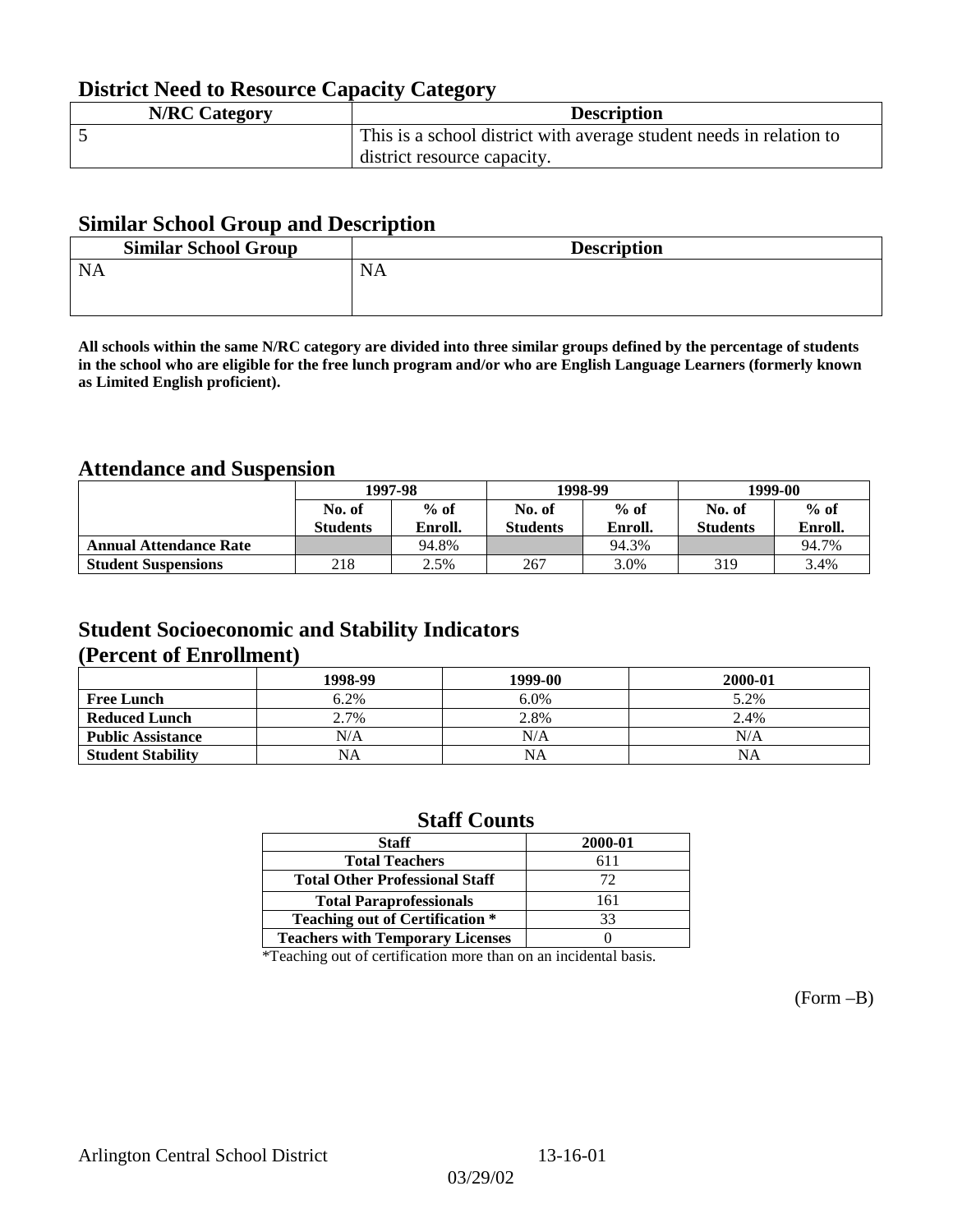## District Need to Resource Capacity Category

| N/RC Category | Description |
|---|---|
| 5 | This is a school district with average student needs in relation to district resource capacity. |

## Similar School Group and Description

| Similar School Group | Description |
|---|---|
| NA | NA |

**All schools within the same N/RC category are divided into three similar groups defined by the percentage of students in the school who are eligible for the free lunch program and/or who are English Language Learners (formerly known as Limited English proficient).**

## Attendance and Suspension

| | 1997-98 | | 1998-99 | | 1999-00 | |
|---|---|---|---|---|---|---|
| | No. of Students | % of Enroll. | No. of Students | % of Enroll. | No. of Students | % of Enroll. |
| **Annual Attendance Rate** | | 94.8% | | 94.3% | | 94.7% |
| **Student Suspensions** | 218 | 2.5% | 267 | 3.0% | 319 | 3.4% |

## Student Socioeconomic and Stability Indicators (Percent of Enrollment)

| | 1998-99 | 1999-00 | 2000-01 |
|---|---|---|---|
| **Free Lunch** | 6.2% | 6.0% | 5.2% |
| **Reduced Lunch** | 2.7% | 2.8% | 2.4% |
| **Public Assistance** | N/A | N/A | N/A |
| **Student Stability** | NA | NA | NA |

## Staff Counts

| Staff | 2000-01 |
|---|---|
| Total Teachers | 611 |
| Total Other Professional Staff | 72 |
| Total Paraprofessionals | 161 |
| Teaching out of Certification * | 33 |
| Teachers with Temporary Licenses | 0 |

*Teaching out of certification more than on an incidental basis.

(Form –B)

Arlington Central School District 13-16-01

03/29/02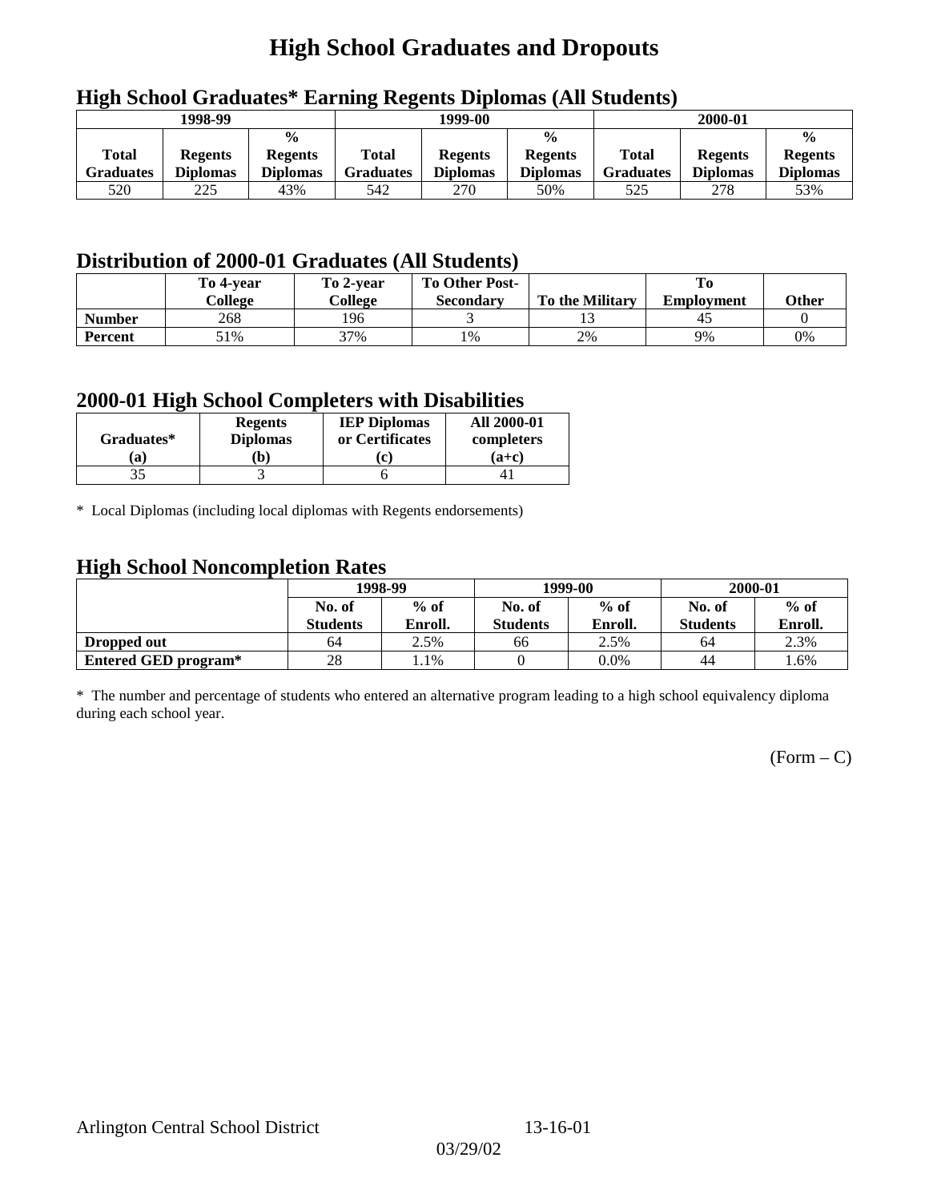# High School Graduates and Dropouts

## High School Graduates* Earning Regents Diplomas (All Students)

| 1998-99 | | | 1999-00 | | | 2000-01 | | |
|---|---|---|---|---|---|---|---|---|
| Total Graduates | Regents Diplomas | % Regents Diplomas | Total Graduates | Regents Diplomas | % Regents Diplomas | Total Graduates | Regents Diplomas | % Regents Diplomas |
| 520 | 225 | 43% | 542 | 270 | 50% | 525 | 278 | 53% |

## Distribution of 2000-01 Graduates (All Students)

| | To 4-year College | To 2-year College | To Other Post-Secondary | To the Military | To Employment | Other |
|---|---|---|---|---|---|---|
| **Number** | 268 | 196 | 3 | 13 | 45 | 0 |
| **Percent** | 51% | 37% | 1% | 2% | 9% | 0% |

## 2000-01 High School Completers with Disabilities

| Graduates* (a) | Regents Diplomas (b) | IEP Diplomas or Certificates (c) | All 2000-01 completers (a+c) |
|---|---|---|---|
| 35 | 3 | 6 | 41 |

* Local Diplomas (including local diplomas with Regents endorsements)

## High School Noncompletion Rates

| | 1998-99 | | 1999-00 | | 2000-01 | |
|---|---|---|---|---|---|---|
| | No. of Students | % of Enroll. | No. of Students | % of Enroll. | No. of Students | % of Enroll. |
| **Dropped out** | 64 | 2.5% | 66 | 2.5% | 64 | 2.3% |
| **Entered GED program*** | 28 | 1.1% | 0 | 0.0% | 44 | 1.6% |

* The number and percentage of students who entered an alternative program leading to a high school equivalency diploma during each school year.

(Form – C)

Arlington Central School District 13-16-01

03/29/02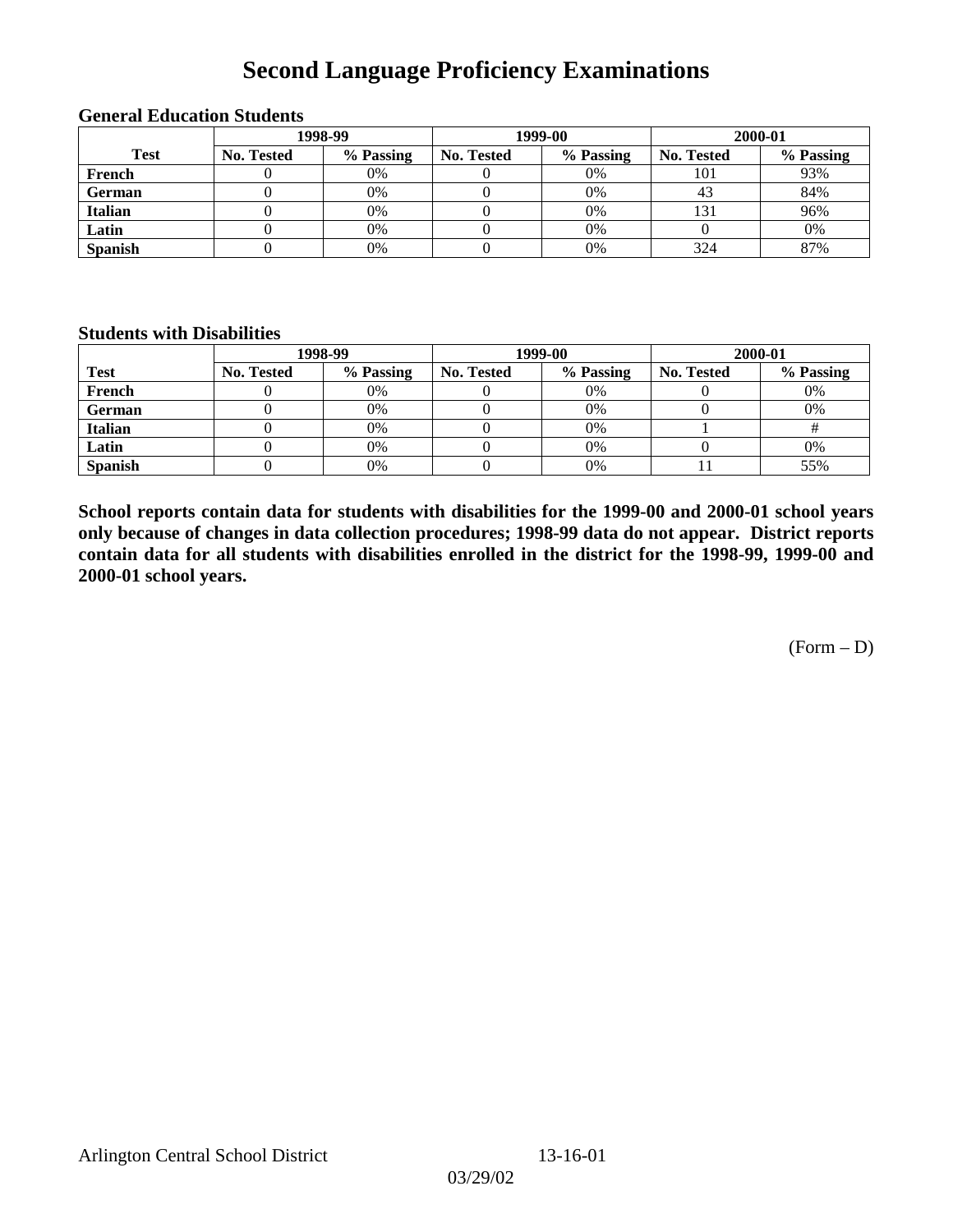# Second Language Proficiency Examinations

### General Education Students

| Test | 1998-99 | | 1999-00 | | 2000-01 | |
|---|---|---|---|---|---|---|
| | No. Tested | % Passing | No. Tested | % Passing | No. Tested | % Passing |
| French | 0 | 0% | 0 | 0% | 101 | 93% |
| German | 0 | 0% | 0 | 0% | 43 | 84% |
| Italian | 0 | 0% | 0 | 0% | 131 | 96% |
| Latin | 0 | 0% | 0 | 0% | 0 | 0% |
| Spanish | 0 | 0% | 0 | 0% | 324 | 87% |

### Students with Disabilities

| Test | 1998-99 | | 1999-00 | | 2000-01 | |
|---|---|---|---|---|---|---|
| | No. Tested | % Passing | No. Tested | % Passing | No. Tested | % Passing |
| French | 0 | 0% | 0 | 0% | 0 | 0% |
| German | 0 | 0% | 0 | 0% | 0 | 0% |
| Italian | 0 | 0% | 0 | 0% | 1 | # |
| Latin | 0 | 0% | 0 | 0% | 0 | 0% |
| Spanish | 0 | 0% | 0 | 0% | 11 | 55% |

**School reports contain data for students with disabilities for the 1999-00 and 2000-01 school years only because of changes in data collection procedures; 1998-99 data do not appear. District reports contain data for all students with disabilities enrolled in the district for the 1998-99, 1999-00 and 2000-01 school years.**

(Form – D)

Arlington Central School District 13-16-01

03/29/02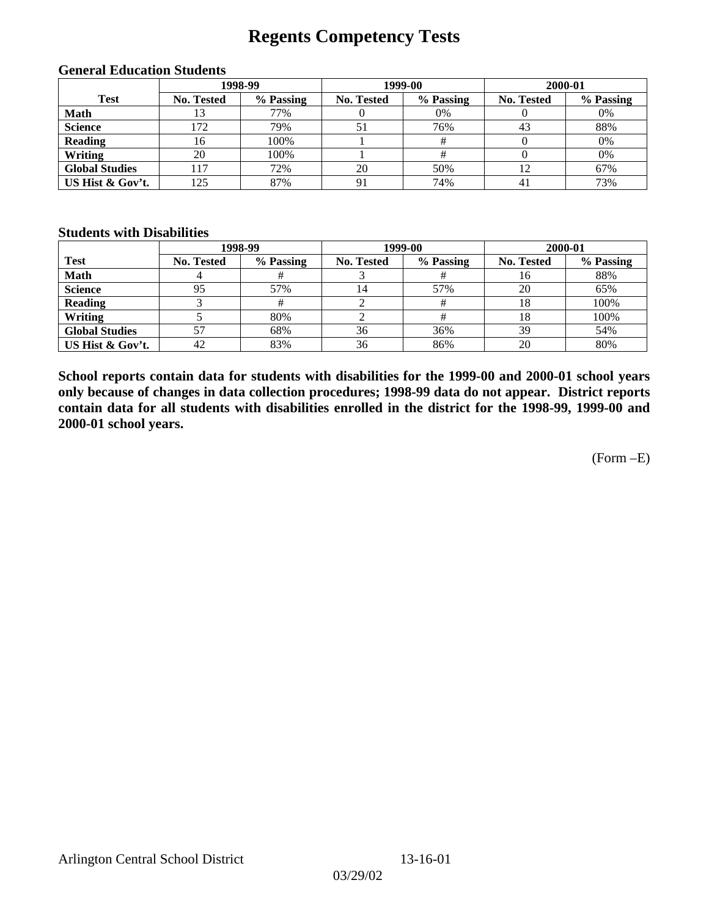# Regents Competency Tests

### General Education Students

| Test | 1998-99 | | 1999-00 | | 2000-01 | |
|---|---|---|---|---|---|---|
| | No. Tested | % Passing | No. Tested | % Passing | No. Tested | % Passing |
| **Math** | 13 | 77% | 0 | 0% | 0 | 0% |
| **Science** | 172 | 79% | 51 | 76% | 43 | 88% |
| **Reading** | 16 | 100% | 1 | # | 0 | 0% |
| **Writing** | 20 | 100% | 1 | # | 0 | 0% |
| **Global Studies** | 117 | 72% | 20 | 50% | 12 | 67% |
| **US Hist & Gov't.** | 125 | 87% | 91 | 74% | 41 | 73% |

### Students with Disabilities

| Test | 1998-99 | | 1999-00 | | 2000-01 | |
|---|---|---|---|---|---|---|
| | No. Tested | % Passing | No. Tested | % Passing | No. Tested | % Passing |
| **Math** | 4 | # | 3 | # | 16 | 88% |
| **Science** | 95 | 57% | 14 | 57% | 20 | 65% |
| **Reading** | 3 | # | 2 | # | 18 | 100% |
| **Writing** | 5 | 80% | 2 | # | 18 | 100% |
| **Global Studies** | 57 | 68% | 36 | 36% | 39 | 54% |
| **US Hist & Gov't.** | 42 | 83% | 36 | 86% | 20 | 80% |

**School reports contain data for students with disabilities for the 1999-00 and 2000-01 school years only because of changes in data collection procedures; 1998-99 data do not appear. District reports contain data for all students with disabilities enrolled in the district for the 1998-99, 1999-00 and 2000-01 school years.**

(Form –E)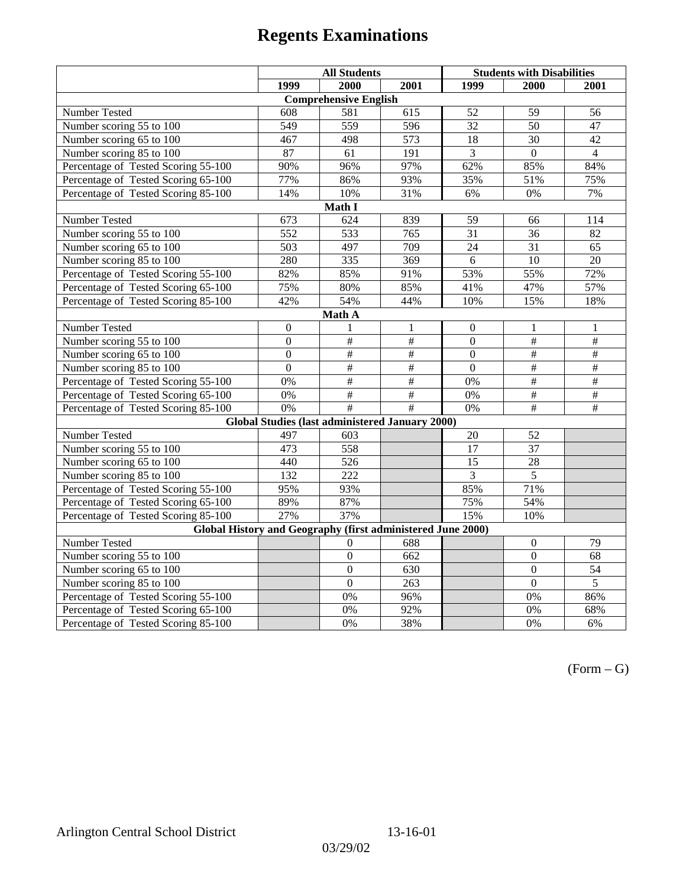# Regents Examinations

| | All Students | | | Students with Disabilities | | |
|---|---|---|---|---|---|---|
| | 1999 | 2000 | 2001 | 1999 | 2000 | 2001 |
| **Comprehensive English** | | | | | | |
| Number Tested | 608 | 581 | 615 | 52 | 59 | 56 |
| Number scoring 55 to 100 | 549 | 559 | 596 | 32 | 50 | 47 |
| Number scoring 65 to 100 | 467 | 498 | 573 | 18 | 30 | 42 |
| Number scoring 85 to 100 | 87 | 61 | 191 | 3 | 0 | 4 |
| Percentage of Tested Scoring 55-100 | 90% | 96% | 97% | 62% | 85% | 84% |
| Percentage of Tested Scoring 65-100 | 77% | 86% | 93% | 35% | 51% | 75% |
| Percentage of Tested Scoring 85-100 | 14% | 10% | 31% | 6% | 0% | 7% |
| **Math I** | | | | | | |
| Number Tested | 673 | 624 | 839 | 59 | 66 | 114 |
| Number scoring 55 to 100 | 552 | 533 | 765 | 31 | 36 | 82 |
| Number scoring 65 to 100 | 503 | 497 | 709 | 24 | 31 | 65 |
| Number scoring 85 to 100 | 280 | 335 | 369 | 6 | 10 | 20 |
| Percentage of Tested Scoring 55-100 | 82% | 85% | 91% | 53% | 55% | 72% |
| Percentage of Tested Scoring 65-100 | 75% | 80% | 85% | 41% | 47% | 57% |
| Percentage of Tested Scoring 85-100 | 42% | 54% | 44% | 10% | 15% | 18% |
| **Math A** | | | | | | |
| Number Tested | 0 | 1 | 1 | 0 | 1 | 1 |
| Number scoring 55 to 100 | 0 | # | # | 0 | # | # |
| Number scoring 65 to 100 | 0 | # | # | 0 | # | # |
| Number scoring 85 to 100 | 0 | # | # | 0 | # | # |
| Percentage of Tested Scoring 55-100 | 0% | # | # | 0% | # | # |
| Percentage of Tested Scoring 65-100 | 0% | # | # | 0% | # | # |
| Percentage of Tested Scoring 85-100 | 0% | # | # | 0% | # | # |
| **Global Studies (last administered January 2000)** | | | | | | |
| Number Tested | 497 | 603 | | 20 | 52 | |
| Number scoring 55 to 100 | 473 | 558 | | 17 | 37 | |
| Number scoring 65 to 100 | 440 | 526 | | 15 | 28 | |
| Number scoring 85 to 100 | 132 | 222 | | 3 | 5 | |
| Percentage of Tested Scoring 55-100 | 95% | 93% | | 85% | 71% | |
| Percentage of Tested Scoring 65-100 | 89% | 87% | | 75% | 54% | |
| Percentage of Tested Scoring 85-100 | 27% | 37% | | 15% | 10% | |
| **Global History and Geography (first administered June 2000)** | | | | | | |
| Number Tested | | 0 | 688 | | 0 | 79 |
| Number scoring 55 to 100 | | 0 | 662 | | 0 | 68 |
| Number scoring 65 to 100 | | 0 | 630 | | 0 | 54 |
| Number scoring 85 to 100 | | 0 | 263 | | 0 | 5 |
| Percentage of Tested Scoring 55-100 | | 0% | 96% | | 0% | 86% |
| Percentage of Tested Scoring 65-100 | | 0% | 92% | | 0% | 68% |
| Percentage of Tested Scoring 85-100 | | 0% | 38% | | 0% | 6% |

(Form – G)

Arlington Central School District 13-16-01

03/29/02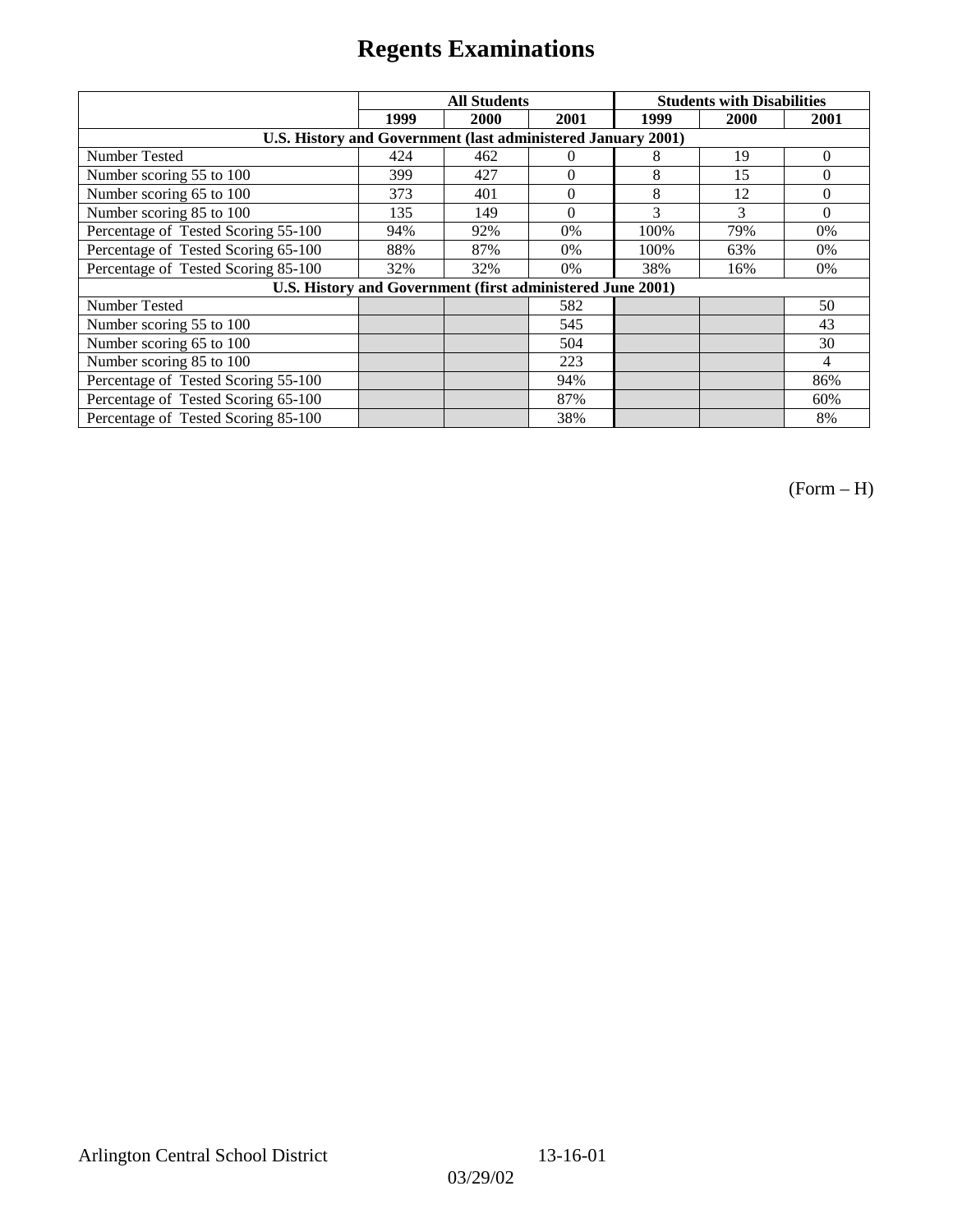# Regents Examinations

| | All Students | | | Students with Disabilities | | |
|---|---|---|---|---|---|---|
| | 1999 | 2000 | 2001 | 1999 | 2000 | 2001 |
| **U.S. History and Government (last administered January 2001)** | | | | | | |
| Number Tested | 424 | 462 | 0 | 8 | 19 | 0 |
| Number scoring 55 to 100 | 399 | 427 | 0 | 8 | 15 | 0 |
| Number scoring 65 to 100 | 373 | 401 | 0 | 8 | 12 | 0 |
| Number scoring 85 to 100 | 135 | 149 | 0 | 3 | 3 | 0 |
| Percentage of Tested Scoring 55-100 | 94% | 92% | 0% | 100% | 79% | 0% |
| Percentage of Tested Scoring 65-100 | 88% | 87% | 0% | 100% | 63% | 0% |
| Percentage of Tested Scoring 85-100 | 32% | 32% | 0% | 38% | 16% | 0% |
| **U.S. History and Government (first administered June 2001)** | | | | | | |
| Number Tested | | | 582 | | | 50 |
| Number scoring 55 to 100 | | | 545 | | | 43 |
| Number scoring 65 to 100 | | | 504 | | | 30 |
| Number scoring 85 to 100 | | | 223 | | | 4 |
| Percentage of Tested Scoring 55-100 | | | 94% | | | 86% |
| Percentage of Tested Scoring 65-100 | | | 87% | | | 60% |
| Percentage of Tested Scoring 85-100 | | | 38% | | | 8% |

(Form – H)

Arlington Central School District 13-16-01

03/29/02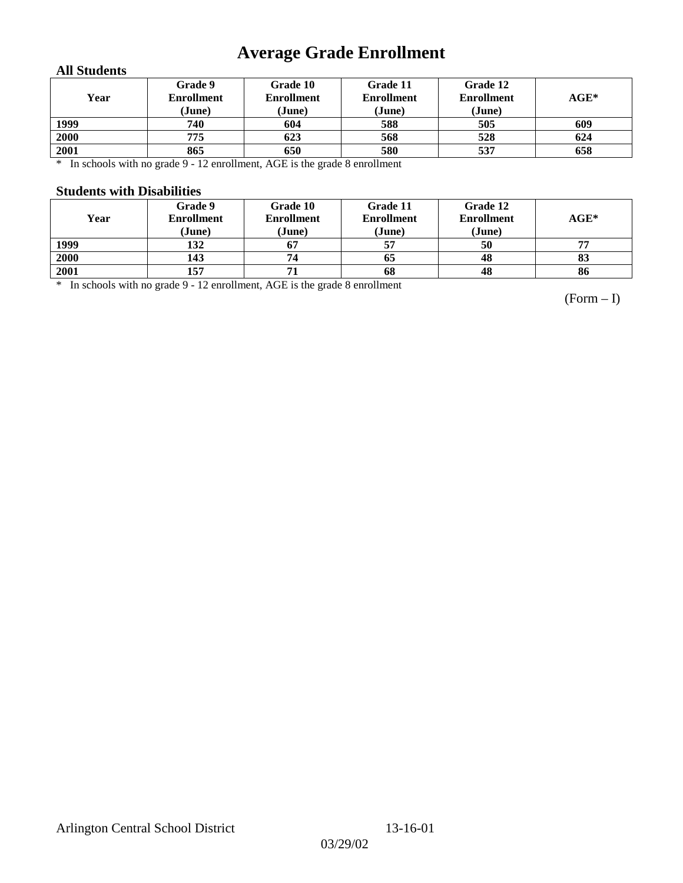# Average Grade Enrollment

### All Students

| Year | Grade 9 Enrollment (June) | Grade 10 Enrollment (June) | Grade 11 Enrollment (June) | Grade 12 Enrollment (June) | AGE* |
|---|---|---|---|---|---|
| 1999 | 740 | 604 | 588 | 505 | 609 |
| 2000 | 775 | 623 | 568 | 528 | 624 |
| 2001 | 865 | 650 | 580 | 537 | 658 |

* In schools with no grade 9 - 12 enrollment, AGE is the grade 8 enrollment

### Students with Disabilities

| Year | Grade 9 Enrollment (June) | Grade 10 Enrollment (June) | Grade 11 Enrollment (June) | Grade 12 Enrollment (June) | AGE* |
|---|---|---|---|---|---|
| 1999 | 132 | 67 | 57 | 50 | 77 |
| 2000 | 143 | 74 | 65 | 48 | 83 |
| 2001 | 157 | 71 | 68 | 48 | 86 |

* In schools with no grade 9 - 12 enrollment, AGE is the grade 8 enrollment

(Form – I)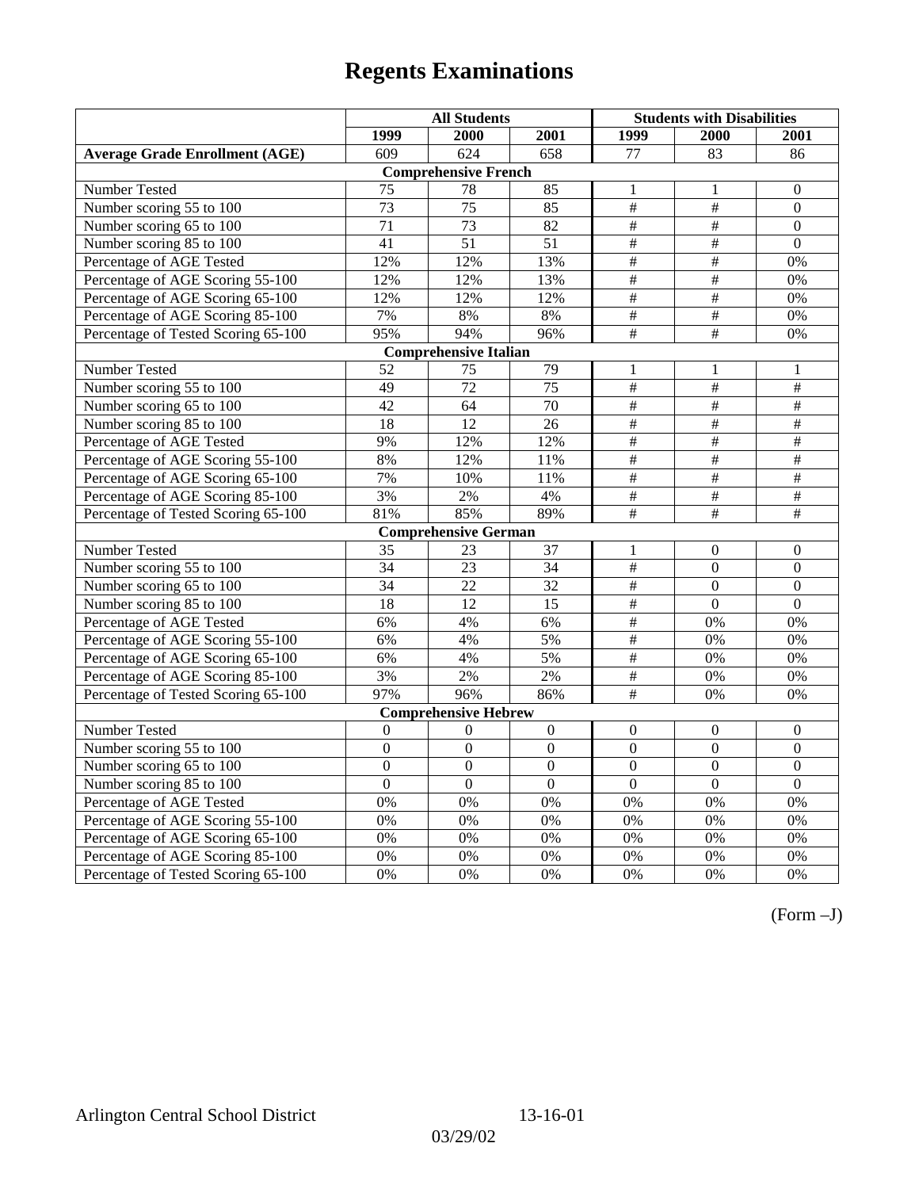# Regents Examinations

| | All Students | | | Students with Disabilities | | |
|---|---|---|---|---|---|---|
| | 1999 | 2000 | 2001 | 1999 | 2000 | 2001 |
| **Average Grade Enrollment (AGE)** | 609 | 624 | 658 | 77 | 83 | 86 |
| **Comprehensive French** | | | | | | |
| Number Tested | 75 | 78 | 85 | 1 | 1 | 0 |
| Number scoring 55 to 100 | 73 | 75 | 85 | # | # | 0 |
| Number scoring 65 to 100 | 71 | 73 | 82 | # | # | 0 |
| Number scoring 85 to 100 | 41 | 51 | 51 | # | # | 0 |
| Percentage of AGE Tested | 12% | 12% | 13% | # | # | 0% |
| Percentage of AGE Scoring 55-100 | 12% | 12% | 13% | # | # | 0% |
| Percentage of AGE Scoring 65-100 | 12% | 12% | 12% | # | # | 0% |
| Percentage of AGE Scoring 85-100 | 7% | 8% | 8% | # | # | 0% |
| Percentage of Tested Scoring 65-100 | 95% | 94% | 96% | # | # | 0% |
| **Comprehensive Italian** | | | | | | |
| Number Tested | 52 | 75 | 79 | 1 | 1 | 1 |
| Number scoring 55 to 100 | 49 | 72 | 75 | # | # | # |
| Number scoring 65 to 100 | 42 | 64 | 70 | # | # | # |
| Number scoring 85 to 100 | 18 | 12 | 26 | # | # | # |
| Percentage of AGE Tested | 9% | 12% | 12% | # | # | # |
| Percentage of AGE Scoring 55-100 | 8% | 12% | 11% | # | # | # |
| Percentage of AGE Scoring 65-100 | 7% | 10% | 11% | # | # | # |
| Percentage of AGE Scoring 85-100 | 3% | 2% | 4% | # | # | # |
| Percentage of Tested Scoring 65-100 | 81% | 85% | 89% | # | # | # |
| **Comprehensive German** | | | | | | |
| Number Tested | 35 | 23 | 37 | 1 | 0 | 0 |
| Number scoring 55 to 100 | 34 | 23 | 34 | # | 0 | 0 |
| Number scoring 65 to 100 | 34 | 22 | 32 | # | 0 | 0 |
| Number scoring 85 to 100 | 18 | 12 | 15 | # | 0 | 0 |
| Percentage of AGE Tested | 6% | 4% | 6% | # | 0% | 0% |
| Percentage of AGE Scoring 55-100 | 6% | 4% | 5% | # | 0% | 0% |
| Percentage of AGE Scoring 65-100 | 6% | 4% | 5% | # | 0% | 0% |
| Percentage of AGE Scoring 85-100 | 3% | 2% | 2% | # | 0% | 0% |
| Percentage of Tested Scoring 65-100 | 97% | 96% | 86% | # | 0% | 0% |
| **Comprehensive Hebrew** | | | | | | |
| Number Tested | 0 | 0 | 0 | 0 | 0 | 0 |
| Number scoring 55 to 100 | 0 | 0 | 0 | 0 | 0 | 0 |
| Number scoring 65 to 100 | 0 | 0 | 0 | 0 | 0 | 0 |
| Number scoring 85 to 100 | 0 | 0 | 0 | 0 | 0 | 0 |
| Percentage of AGE Tested | 0% | 0% | 0% | 0% | 0% | 0% |
| Percentage of AGE Scoring 55-100 | 0% | 0% | 0% | 0% | 0% | 0% |
| Percentage of AGE Scoring 65-100 | 0% | 0% | 0% | 0% | 0% | 0% |
| Percentage of AGE Scoring 85-100 | 0% | 0% | 0% | 0% | 0% | 0% |
| Percentage of Tested Scoring 65-100 | 0% | 0% | 0% | 0% | 0% | 0% |

(Form –J)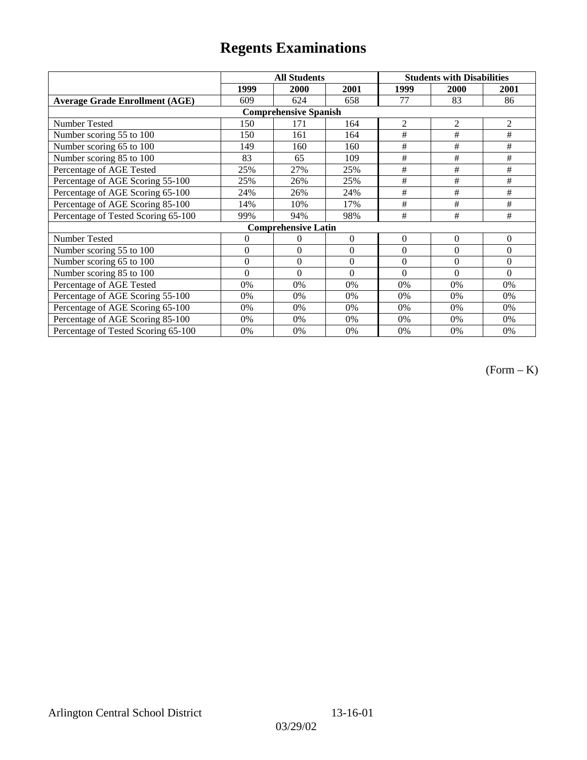# Regents Examinations

| | All Students | | | Students with Disabilities | | |
|---|---|---|---|---|---|---|
| | **1999** | **2000** | **2001** | **1999** | **2000** | **2001** |
| **Average Grade Enrollment (AGE)** | 609 | 624 | 658 | 77 | 83 | 86 |
| **Comprehensive Spanish** | | | | | | |
| Number Tested | 150 | 171 | 164 | 2 | 2 | 2 |
| Number scoring 55 to 100 | 150 | 161 | 164 | # | # | # |
| Number scoring 65 to 100 | 149 | 160 | 160 | # | # | # |
| Number scoring 85 to 100 | 83 | 65 | 109 | # | # | # |
| Percentage of AGE Tested | 25% | 27% | 25% | # | # | # |
| Percentage of AGE Scoring 55-100 | 25% | 26% | 25% | # | # | # |
| Percentage of AGE Scoring 65-100 | 24% | 26% | 24% | # | # | # |
| Percentage of AGE Scoring 85-100 | 14% | 10% | 17% | # | # | # |
| Percentage of Tested Scoring 65-100 | 99% | 94% | 98% | # | # | # |
| **Comprehensive Latin** | | | | | | |
| Number Tested | 0 | 0 | 0 | 0 | 0 | 0 |
| Number scoring 55 to 100 | 0 | 0 | 0 | 0 | 0 | 0 |
| Number scoring 65 to 100 | 0 | 0 | 0 | 0 | 0 | 0 |
| Number scoring 85 to 100 | 0 | 0 | 0 | 0 | 0 | 0 |
| Percentage of AGE Tested | 0% | 0% | 0% | 0% | 0% | 0% |
| Percentage of AGE Scoring 55-100 | 0% | 0% | 0% | 0% | 0% | 0% |
| Percentage of AGE Scoring 65-100 | 0% | 0% | 0% | 0% | 0% | 0% |
| Percentage of AGE Scoring 85-100 | 0% | 0% | 0% | 0% | 0% | 0% |
| Percentage of Tested Scoring 65-100 | 0% | 0% | 0% | 0% | 0% | 0% |

(Form – K)

Arlington Central School District 13-16-01

03/29/02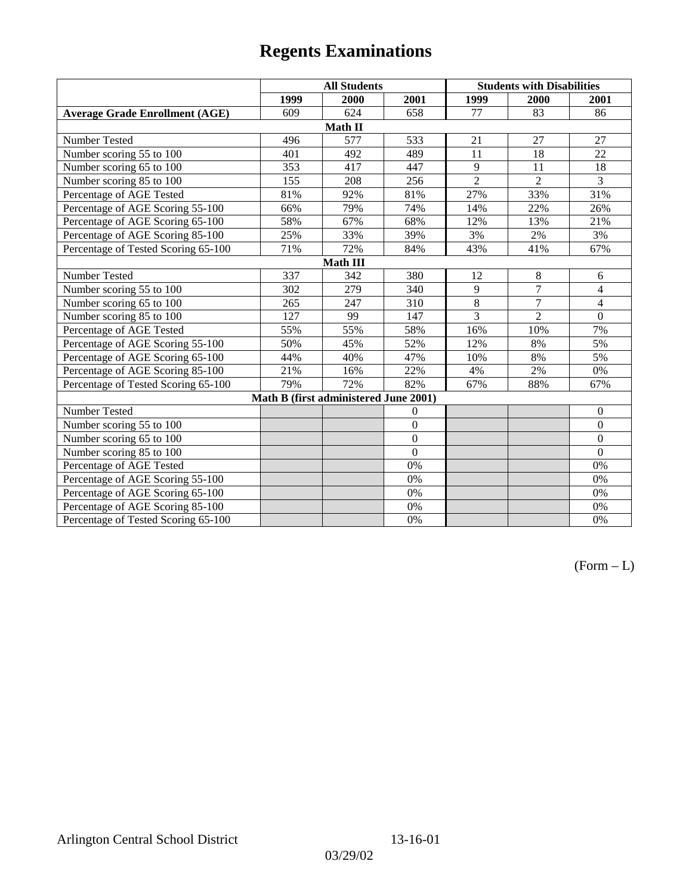# Regents Examinations

| | All Students | | | Students with Disabilities | | |
|---|---|---|---|---|---|---|
| | **1999** | **2000** | **2001** | **1999** | **2000** | **2001** |
| **Average Grade Enrollment (AGE)** | 609 | 624 | 658 | 77 | 83 | 86 |
| **Math II** | | | | | | |
| Number Tested | 496 | 577 | 533 | 21 | 27 | 27 |
| Number scoring 55 to 100 | 401 | 492 | 489 | 11 | 18 | 22 |
| Number scoring 65 to 100 | 353 | 417 | 447 | 9 | 11 | 18 |
| Number scoring 85 to 100 | 155 | 208 | 256 | 2 | 2 | 3 |
| Percentage of AGE Tested | 81% | 92% | 81% | 27% | 33% | 31% |
| Percentage of AGE Scoring 55-100 | 66% | 79% | 74% | 14% | 22% | 26% |
| Percentage of AGE Scoring 65-100 | 58% | 67% | 68% | 12% | 13% | 21% |
| Percentage of AGE Scoring 85-100 | 25% | 33% | 39% | 3% | 2% | 3% |
| Percentage of Tested Scoring 65-100 | 71% | 72% | 84% | 43% | 41% | 67% |
| **Math III** | | | | | | |
| Number Tested | 337 | 342 | 380 | 12 | 8 | 6 |
| Number scoring 55 to 100 | 302 | 279 | 340 | 9 | 7 | 4 |
| Number scoring 65 to 100 | 265 | 247 | 310 | 8 | 7 | 4 |
| Number scoring 85 to 100 | 127 | 99 | 147 | 3 | 2 | 0 |
| Percentage of AGE Tested | 55% | 55% | 58% | 16% | 10% | 7% |
| Percentage of AGE Scoring 55-100 | 50% | 45% | 52% | 12% | 8% | 5% |
| Percentage of AGE Scoring 65-100 | 44% | 40% | 47% | 10% | 8% | 5% |
| Percentage of AGE Scoring 85-100 | 21% | 16% | 22% | 4% | 2% | 0% |
| Percentage of Tested Scoring 65-100 | 79% | 72% | 82% | 67% | 88% | 67% |
| **Math B (first administered June 2001)** | | | | | | |
| Number Tested | | | 0 | | | 0 |
| Number scoring 55 to 100 | | | 0 | | | 0 |
| Number scoring 65 to 100 | | | 0 | | | 0 |
| Number scoring 85 to 100 | | | 0 | | | 0 |
| Percentage of AGE Tested | | | 0% | | | 0% |
| Percentage of AGE Scoring 55-100 | | | 0% | | | 0% |
| Percentage of AGE Scoring 65-100 | | | 0% | | | 0% |
| Percentage of AGE Scoring 85-100 | | | 0% | | | 0% |
| Percentage of Tested Scoring 65-100 | | | 0% | | | 0% |

(Form – L)

Arlington Central School District 13-16-01

03/29/02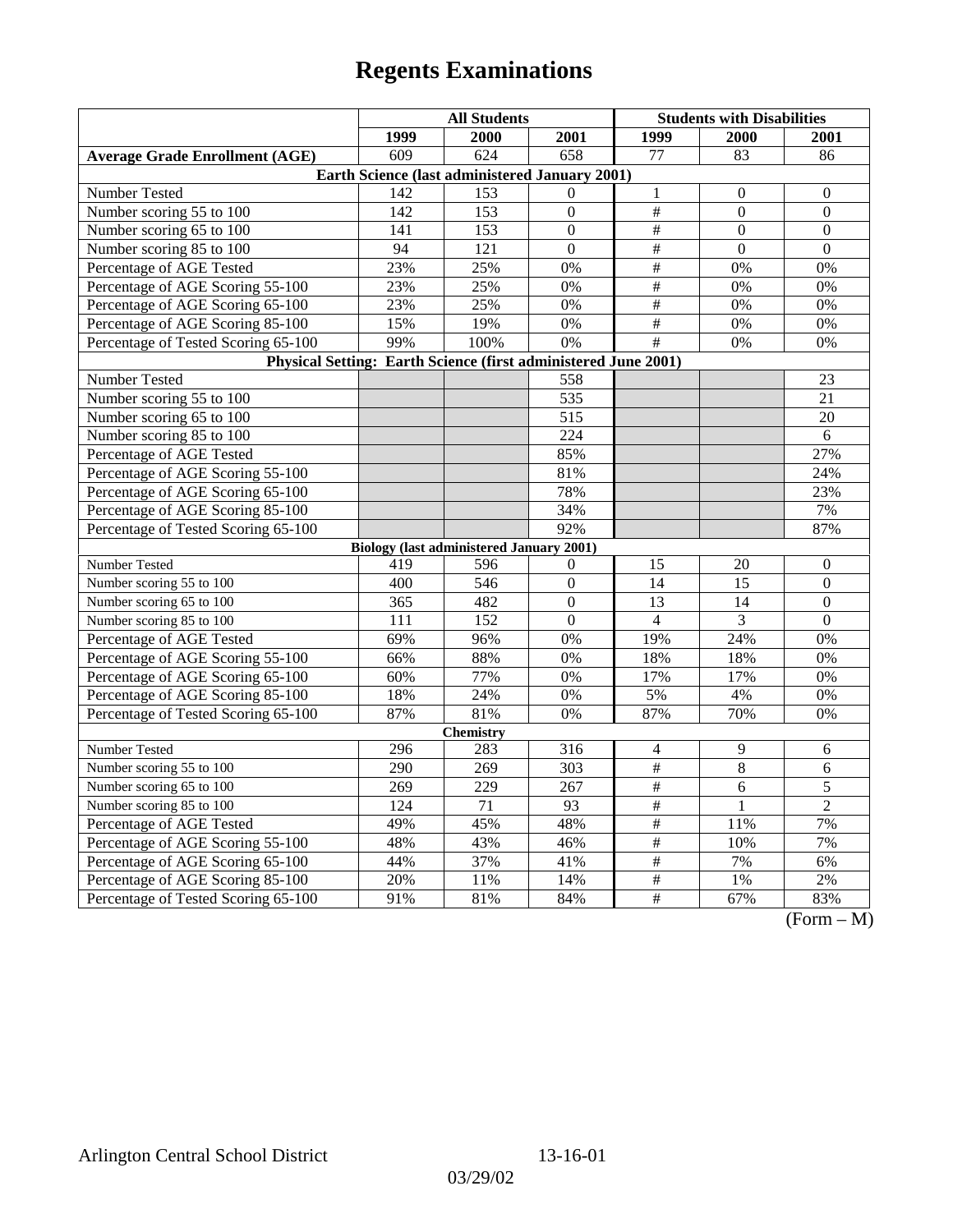# Regents Examinations

| | All Students | | | Students with Disabilities | | |
|---|---|---|---|---|---|---|
| | 1999 | 2000 | 2001 | 1999 | 2000 | 2001 |
| **Average Grade Enrollment (AGE)** | 609 | 624 | 658 | 77 | 83 | 86 |
| **Earth Science (last administered January 2001)** | | | | | | |
| Number Tested | 142 | 153 | 0 | 1 | 0 | 0 |
| Number scoring 55 to 100 | 142 | 153 | 0 | # | 0 | 0 |
| Number scoring 65 to 100 | 141 | 153 | 0 | # | 0 | 0 |
| Number scoring 85 to 100 | 94 | 121 | 0 | # | 0 | 0 |
| Percentage of AGE Tested | 23% | 25% | 0% | # | 0% | 0% |
| Percentage of AGE Scoring 55-100 | 23% | 25% | 0% | # | 0% | 0% |
| Percentage of AGE Scoring 65-100 | 23% | 25% | 0% | # | 0% | 0% |
| Percentage of AGE Scoring 85-100 | 15% | 19% | 0% | # | 0% | 0% |
| Percentage of Tested Scoring 65-100 | 99% | 100% | 0% | # | 0% | 0% |
| **Physical Setting: Earth Science (first administered June 2001)** | | | | | | |
| Number Tested | | | 558 | | | 23 |
| Number scoring 55 to 100 | | | 535 | | | 21 |
| Number scoring 65 to 100 | | | 515 | | | 20 |
| Number scoring 85 to 100 | | | 224 | | | 6 |
| Percentage of AGE Tested | | | 85% | | | 27% |
| Percentage of AGE Scoring 55-100 | | | 81% | | | 24% |
| Percentage of AGE Scoring 65-100 | | | 78% | | | 23% |
| Percentage of AGE Scoring 85-100 | | | 34% | | | 7% |
| Percentage of Tested Scoring 65-100 | | | 92% | | | 87% |
| **Biology (last administered January 2001)** | | | | | | |
| Number Tested | 419 | 596 | 0 | 15 | 20 | 0 |
| Number scoring 55 to 100 | 400 | 546 | 0 | 14 | 15 | 0 |
| Number scoring 65 to 100 | 365 | 482 | 0 | 13 | 14 | 0 |
| Number scoring 85 to 100 | 111 | 152 | 0 | 4 | 3 | 0 |
| Percentage of AGE Tested | 69% | 96% | 0% | 19% | 24% | 0% |
| Percentage of AGE Scoring 55-100 | 66% | 88% | 0% | 18% | 18% | 0% |
| Percentage of AGE Scoring 65-100 | 60% | 77% | 0% | 17% | 17% | 0% |
| Percentage of AGE Scoring 85-100 | 18% | 24% | 0% | 5% | 4% | 0% |
| Percentage of Tested Scoring 65-100 | 87% | 81% | 0% | 87% | 70% | 0% |
| **Chemistry** | | | | | | |
| Number Tested | 296 | 283 | 316 | 4 | 9 | 6 |
| Number scoring 55 to 100 | 290 | 269 | 303 | # | 8 | 6 |
| Number scoring 65 to 100 | 269 | 229 | 267 | # | 6 | 5 |
| Number scoring 85 to 100 | 124 | 71 | 93 | # | 1 | 2 |
| Percentage of AGE Tested | 49% | 45% | 48% | # | 11% | 7% |
| Percentage of AGE Scoring 55-100 | 48% | 43% | 46% | # | 10% | 7% |
| Percentage of AGE Scoring 65-100 | 44% | 37% | 41% | # | 7% | 6% |
| Percentage of AGE Scoring 85-100 | 20% | 11% | 14% | # | 1% | 2% |
| Percentage of Tested Scoring 65-100 | 91% | 81% | 84% | # | 67% | 83% |

(Form – M)

Arlington Central School District 13-16-01

03/29/02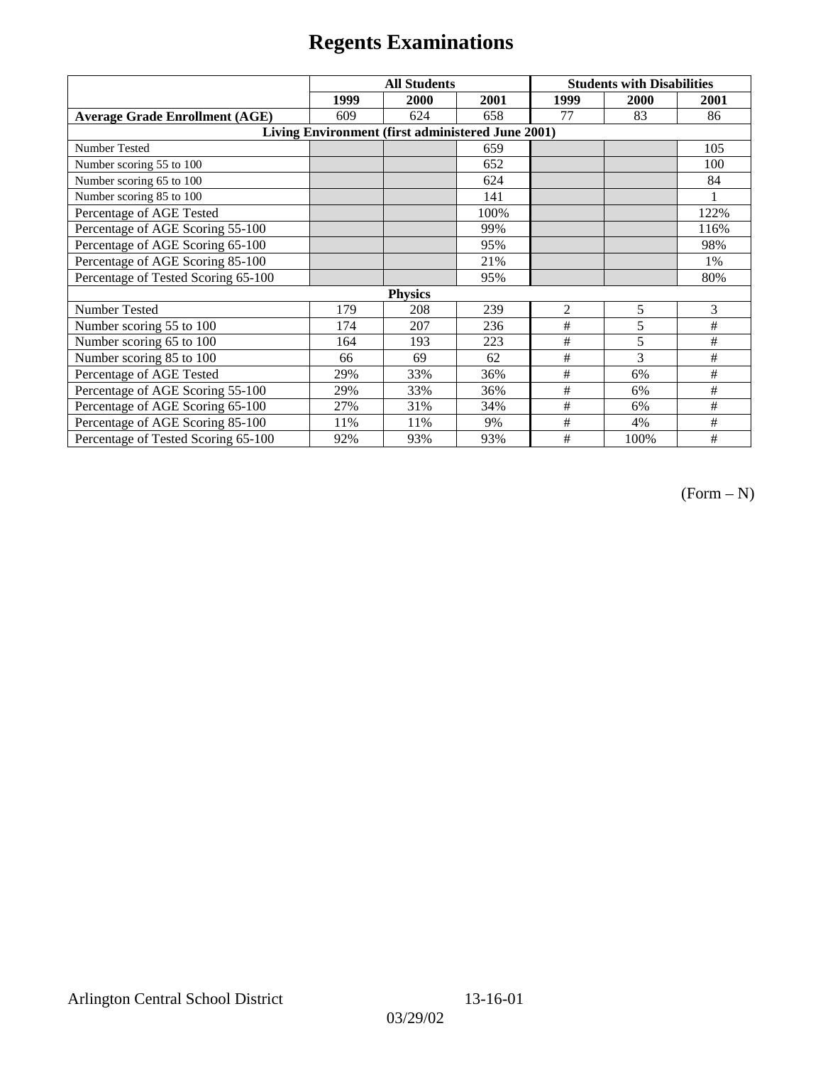# Regents Examinations

| | All Students | | | Students with Disabilities | | |
|---|---|---|---|---|---|---|
| | 1999 | 2000 | 2001 | 1999 | 2000 | 2001 |
| **Average Grade Enrollment (AGE)** | 609 | 624 | 658 | 77 | 83 | 86 |
| **Living Environment (first administered June 2001)** | | | | | | |
| Number Tested | | | 659 | | | 105 |
| Number scoring 55 to 100 | | | 652 | | | 100 |
| Number scoring 65 to 100 | | | 624 | | | 84 |
| Number scoring 85 to 100 | | | 141 | | | 1 |
| Percentage of AGE Tested | | | 100% | | | 122% |
| Percentage of AGE Scoring 55-100 | | | 99% | | | 116% |
| Percentage of AGE Scoring 65-100 | | | 95% | | | 98% |
| Percentage of AGE Scoring 85-100 | | | 21% | | | 1% |
| Percentage of Tested Scoring 65-100 | | | 95% | | | 80% |
| **Physics** | | | | | | |
| Number Tested | 179 | 208 | 239 | 2 | 5 | 3 |
| Number scoring 55 to 100 | 174 | 207 | 236 | # | 5 | # |
| Number scoring 65 to 100 | 164 | 193 | 223 | # | 5 | # |
| Number scoring 85 to 100 | 66 | 69 | 62 | # | 3 | # |
| Percentage of AGE Tested | 29% | 33% | 36% | # | 6% | # |
| Percentage of AGE Scoring 55-100 | 29% | 33% | 36% | # | 6% | # |
| Percentage of AGE Scoring 65-100 | 27% | 31% | 34% | # | 6% | # |
| Percentage of AGE Scoring 85-100 | 11% | 11% | 9% | # | 4% | # |
| Percentage of Tested Scoring 65-100 | 92% | 93% | 93% | # | 100% | # |

(Form – N)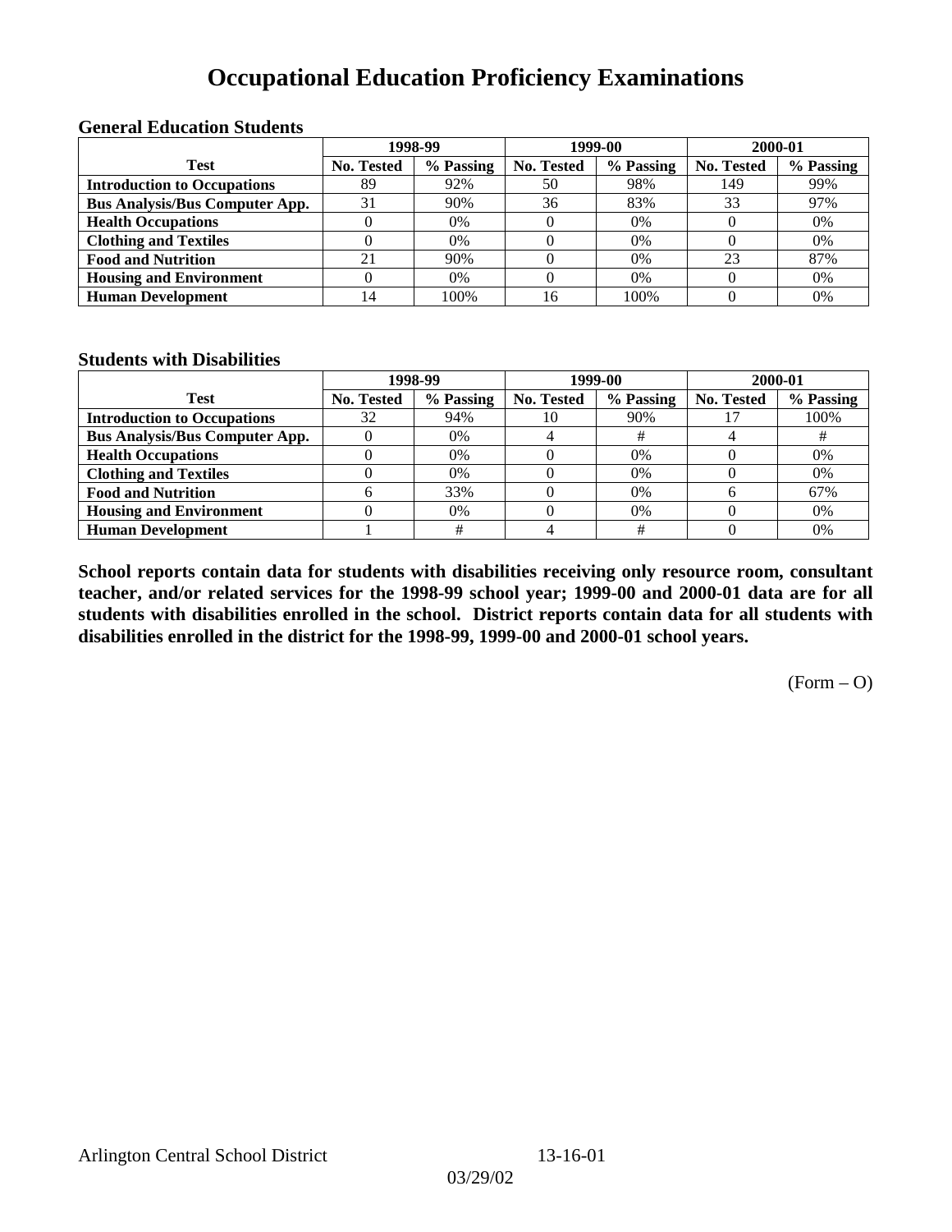# Occupational Education Proficiency Examinations

### General Education Students

| Test | 1998-99 | | 1999-00 | | 2000-01 | |
|---|---|---|---|---|---|---|
| | No. Tested | % Passing | No. Tested | % Passing | No. Tested | % Passing |
| Introduction to Occupations | 89 | 92% | 50 | 98% | 149 | 99% |
| Bus Analysis/Bus Computer App. | 31 | 90% | 36 | 83% | 33 | 97% |
| Health Occupations | 0 | 0% | 0 | 0% | 0 | 0% |
| Clothing and Textiles | 0 | 0% | 0 | 0% | 0 | 0% |
| Food and Nutrition | 21 | 90% | 0 | 0% | 23 | 87% |
| Housing and Environment | 0 | 0% | 0 | 0% | 0 | 0% |
| Human Development | 14 | 100% | 16 | 100% | 0 | 0% |

### Students with Disabilities

| Test | 1998-99 | | 1999-00 | | 2000-01 | |
|---|---|---|---|---|---|---|
| | No. Tested | % Passing | No. Tested | % Passing | No. Tested | % Passing |
| Introduction to Occupations | 32 | 94% | 10 | 90% | 17 | 100% |
| Bus Analysis/Bus Computer App. | 0 | 0% | 4 | # | 4 | # |
| Health Occupations | 0 | 0% | 0 | 0% | 0 | 0% |
| Clothing and Textiles | 0 | 0% | 0 | 0% | 0 | 0% |
| Food and Nutrition | 6 | 33% | 0 | 0% | 6 | 67% |
| Housing and Environment | 0 | 0% | 0 | 0% | 0 | 0% |
| Human Development | 1 | # | 4 | # | 0 | 0% |

**School reports contain data for students with disabilities receiving only resource room, consultant teacher, and/or related services for the 1998-99 school year; 1999-00 and 2000-01 data are for all students with disabilities enrolled in the school. District reports contain data for all students with disabilities enrolled in the district for the 1998-99, 1999-00 and 2000-01 school years.**

(Form – O)